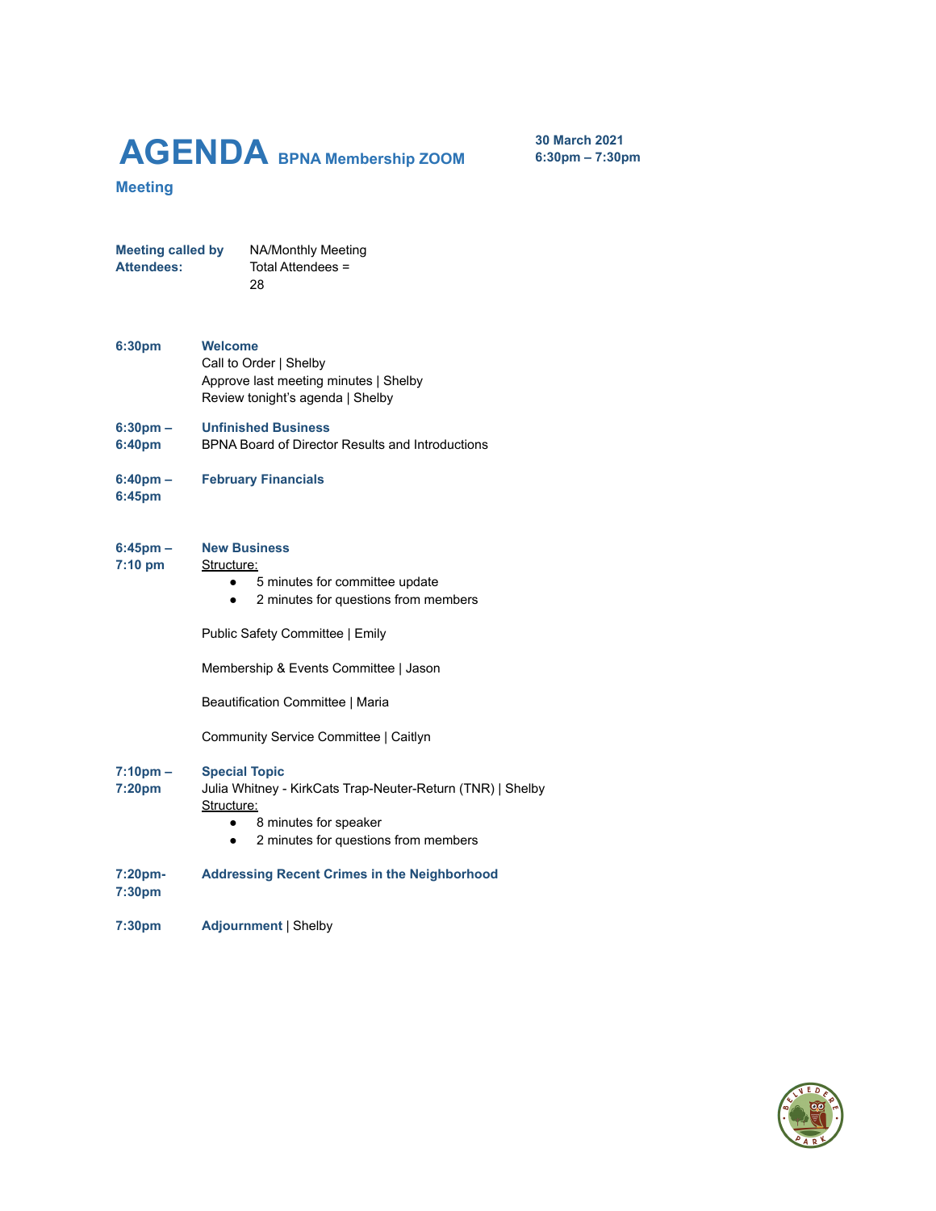# AGENDA BPNA Membership ZOOM Meeting

**30 March 2021**
**6:30pm – 7:30pm**

**Meeting called by** NA/Monthly Meeting
**Attendees:** Total Attendees = 28

**6:30pm** **Welcome**
Call to Order | Shelby
Approve last meeting minutes | Shelby
Review tonight's agenda | Shelby

**6:30pm – 6:40pm** **Unfinished Business**
BPNA Board of Director Results and Introductions

**6:40pm – 6:45pm** **February Financials**

**6:45pm – 7:10 pm** **New Business**
Structure:
- 5 minutes for committee update
- 2 minutes for questions from members

Public Safety Committee | Emily

Membership & Events Committee | Jason

Beautification Committee | Maria

Community Service Committee | Caitlyn

**7:10pm – 7:20pm** **Special Topic**
Julia Whitney - KirkCats Trap-Neuter-Return (TNR) | Shelby
Structure:
- 8 minutes for speaker
- 2 minutes for questions from members

**7:20pm- 7:30pm** **Addressing Recent Crimes in the Neighborhood**

**7:30pm** **Adjournment** | Shelby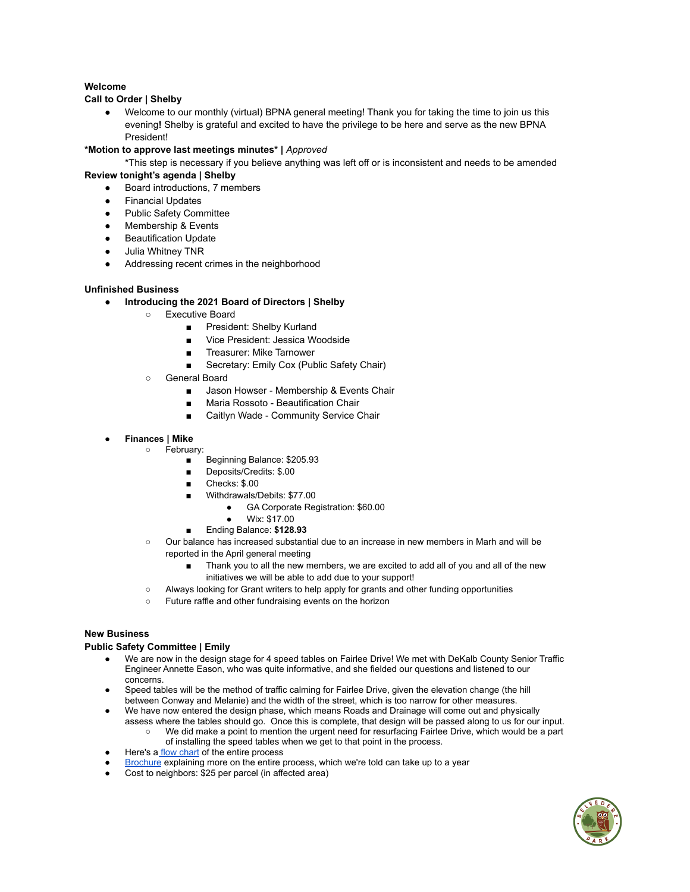**Welcome**

**Call to Order | Shelby**

- Welcome to our monthly (virtual) BPNA general meeting! Thank you for taking the time to join us this evening**!** Shelby is grateful and excited to have the privilege to be here and serve as the new BPNA President!

***Motion to approve last meetings minutes* |** *Approved*

*This step is necessary if you believe anything was left off or is inconsistent and needs to be amended

**Review tonight's agenda | Shelby**

- Board introductions, 7 members
- Financial Updates
- Public Safety Committee
- Membership & Events
- Beautification Update
- Julia Whitney TNR
- Addressing recent crimes in the neighborhood

**Unfinished Business**

- **Introducing the 2021 Board of Directors | Shelby**
  - Executive Board
    - President: Shelby Kurland
    - Vice President: Jessica Woodside
    - Treasurer: Mike Tarnower
    - Secretary: Emily Cox (Public Safety Chair)
  - General Board
    - Jason Howser - Membership & Events Chair
    - Maria Rossoto - Beautification Chair
    - Caitlyn Wade - Community Service Chair

- **Finances | Mike**
  - February:
    - Beginning Balance: $205.93
    - Deposits/Credits: $.00
    - Checks: $.00
    - Withdrawals/Debits: $77.00
      - GA Corporate Registration: $60.00
      - Wix: $17.00
    - Ending Balance: **$128.93**
  - Our balance has increased substantial due to an increase in new members in Marh and will be reported in the April general meeting
    - Thank you to all the new members, we are excited to add all of you and all of the new initiatives we will be able to add due to your support!
  - Always looking for Grant writers to help apply for grants and other funding opportunities
  - Future raffle and other fundraising events on the horizon

**New Business**

**Public Safety Committee | Emily**

- We are now in the design stage for 4 speed tables on Fairlee Drive! We met with DeKalb County Senior Traffic Engineer Annette Eason, who was quite informative, and she fielded our questions and listened to our concerns.
- Speed tables will be the method of traffic calming for Fairlee Drive, given the elevation change (the hill between Conway and Melanie) and the width of the street, which is too narrow for other measures.
- We have now entered the design phase, which means Roads and Drainage will come out and physically assess where the tables should go. Once this is complete, that design will be passed along to us for our input.
  - We did make a point to mention the urgent need for resurfacing Fairlee Drive, which would be a part of installing the speed tables when we get to that point in the process.
- Here's a flow chart of the entire process
- Brochure explaining more on the entire process, which we're told can take up to a year
- Cost to neighbors: $25 per parcel (in affected area)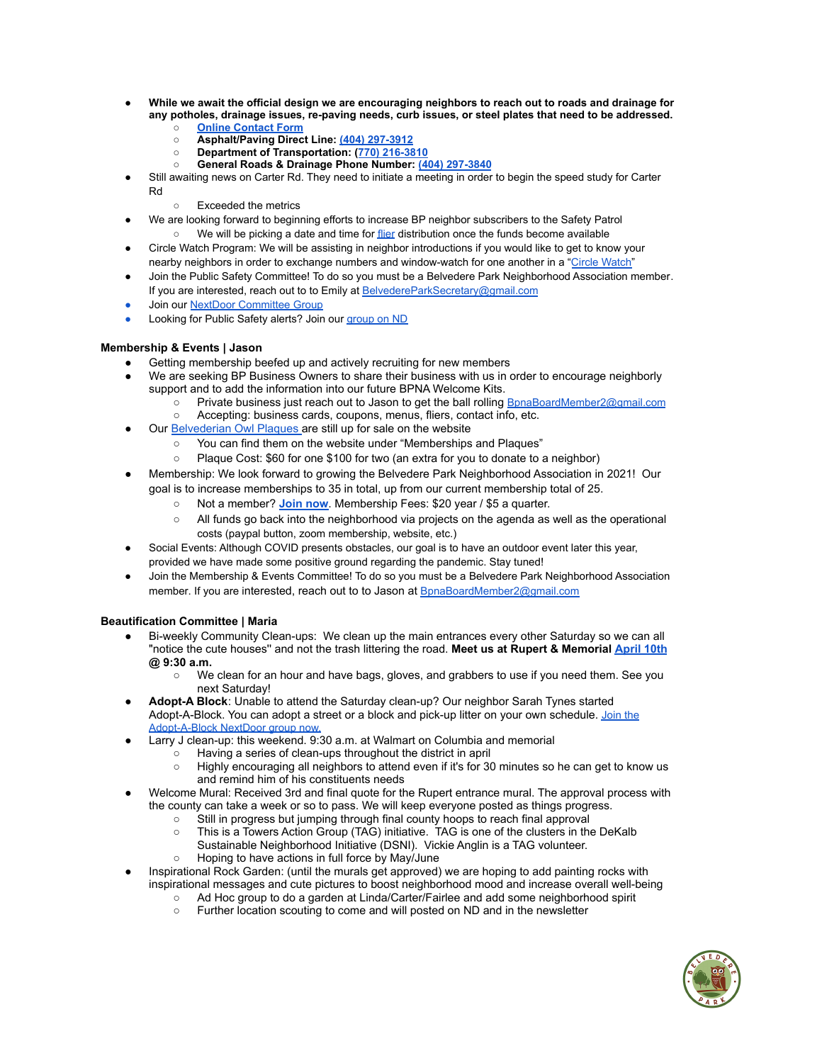- **While we await the official design we are encouraging neighbors to reach out to roads and drainage for any potholes, drainage issues, re-paving needs, curb issues, or steel plates that need to be addressed.**
  - **Online Contact Form**
  - **Asphalt/Paving Direct Line: (404) 297-3912**
  - **Department of Transportation: (770) 216-3810**
  - **General Roads & Drainage Phone Number: (404) 297-3840**
- Still awaiting news on Carter Rd. They need to initiate a meeting in order to begin the speed study for Carter Rd
  - Exceeded the metrics
- We are looking forward to beginning efforts to increase BP neighbor subscribers to the Safety Patrol
  - We will be picking a date and time for flier distribution once the funds become available
- Circle Watch Program: We will be assisting in neighbor introductions if you would like to get to know your nearby neighbors in order to exchange numbers and window-watch for one another in a "Circle Watch"
- Join the Public Safety Committee! To do so you must be a Belvedere Park Neighborhood Association member. If you are interested, reach out to to Emily at BelvedereParkSecretary@gmail.com
- Join our NextDoor Committee Group
- Looking for Public Safety alerts? Join our group on ND

### Membership & Events | Jason

- Getting membership beefed up and actively recruiting for new members
- We are seeking BP Business Owners to share their business with us in order to encourage neighborly support and to add the information into our future BPNA Welcome Kits.
  - Private business just reach out to Jason to get the ball rolling BpnaBoardMember2@gmail.com
  - Accepting: business cards, coupons, menus, fliers, contact info, etc.
- Our Belvederian Owl Plaques are still up for sale on the website
  - You can find them on the website under "Memberships and Plaques"
  - Plaque Cost: $60 for one $100 for two (an extra for you to donate to a neighbor)
- Membership: We look forward to growing the Belvedere Park Neighborhood Association in 2021! Our goal is to increase memberships to 35 in total, up from our current membership total of 25.
  - Not a member? **Join now**. Membership Fees: $20 year / $5 a quarter.
  - All funds go back into the neighborhood via projects on the agenda as well as the operational costs (paypal button, zoom membership, website, etc.)
- Social Events: Although COVID presents obstacles, our goal is to have an outdoor event later this year, provided we have made some positive ground regarding the pandemic. Stay tuned!
- Join the Membership & Events Committee! To do so you must be a Belvedere Park Neighborhood Association member. If you are interested, reach out to to Jason at BpnaBoardMember2@gmail.com

### Beautification Committee | Maria

- Bi-weekly Community Clean-ups: We clean up the main entrances every other Saturday so we can all "notice the cute houses" and not the trash littering the road. **Meet us at Rupert & Memorial April 10th @ 9:30 a.m.**
  - We clean for an hour and have bags, gloves, and grabbers to use if you need them. See you next Saturday!
- **Adopt-A Block**: Unable to attend the Saturday clean-up? Our neighbor Sarah Tynes started Adopt-A-Block. You can adopt a street or a block and pick-up litter on your own schedule. Join the Adopt-A-Block NextDoor group now.
- Larry J clean-up: this weekend. 9:30 a.m. at Walmart on Columbia and memorial
  - Having a series of clean-ups throughout the district in april
  - Highly encouraging all neighbors to attend even if it's for 30 minutes so he can get to know us and remind him of his constituents needs
- Welcome Mural: Received 3rd and final quote for the Rupert entrance mural. The approval process with the county can take a week or so to pass. We will keep everyone posted as things progress.
  - Still in progress but jumping through final county hoops to reach final approval
  - This is a Towers Action Group (TAG) initiative. TAG is one of the clusters in the DeKalb Sustainable Neighborhood Initiative (DSNI). Vickie Anglin is a TAG volunteer.
  - Hoping to have actions in full force by May/June
- Inspirational Rock Garden: (until the murals get approved) we are hoping to add painting rocks with inspirational messages and cute pictures to boost neighborhood mood and increase overall well-being
  - Ad Hoc group to do a garden at Linda/Carter/Fairlee and add some neighborhood spirit
  - Further location scouting to come and will posted on ND and in the newsletter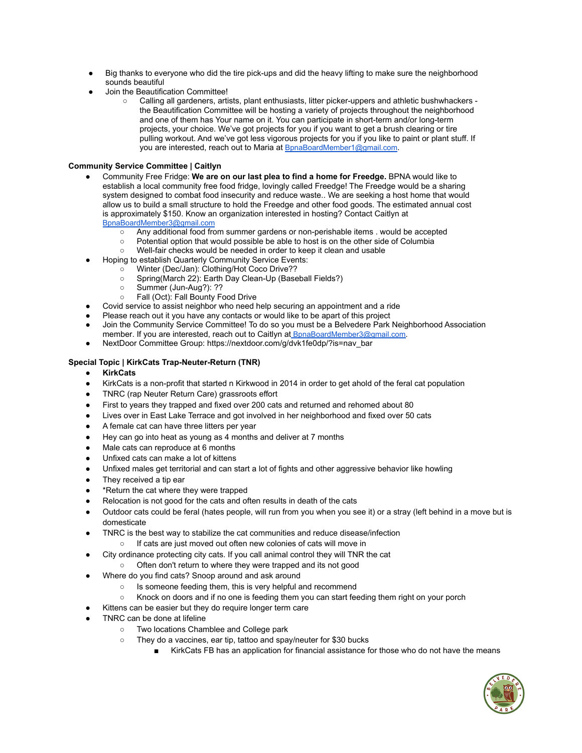- Big thanks to everyone who did the tire pick-ups and did the heavy lifting to make sure the neighborhood sounds beautiful
- Join the Beautification Committee!
  - Calling all gardeners, artists, plant enthusiasts, litter picker-uppers and athletic bushwhackers - the Beautification Committee will be hosting a variety of projects throughout the neighborhood and one of them has Your name on it. You can participate in short-term and/or long-term projects, your choice. We've got projects for you if you want to get a brush clearing or tire pulling workout. And we've got less vigorous projects for you if you like to paint or plant stuff. If you are interested, reach out to Maria at BpnaBoardMember1@gmail.com.

**Community Service Committee | Caitlyn**

- Community Free Fridge: **We are on our last plea to find a home for Freedge.** BPNA would like to establish a local community free food fridge, lovingly called Freedge! The Freedge would be a sharing system designed to combat food insecurity and reduce waste.. We are seeking a host home that would allow us to build a small structure to hold the Freedge and other food goods. The estimated annual cost is approximately $150. Know an organization interested in hosting? Contact Caitlyn at BpnaBoardMember3@gmail.com
  - Any additional food from summer gardens or non-perishable items . would be accepted
  - Potential option that would possible be able to host is on the other side of Columbia
  - Well-fair checks would be needed in order to keep it clean and usable
- Hoping to establish Quarterly Community Service Events:
  - Winter (Dec/Jan): Clothing/Hot Coco Drive??
  - Spring(March 22): Earth Day Clean-Up (Baseball Fields?)
  - Summer (Jun-Aug?): ??
  - Fall (Oct): Fall Bounty Food Drive
- Covid service to assist neighbor who need help securing an appointment and a ride
- Please reach out it you have any contacts or would like to be apart of this project
- Join the Community Service Committee! To do so you must be a Belvedere Park Neighborhood Association member. If you are interested, reach out to Caitlyn at BpnaBoardMember3@gmail.com.
- NextDoor Committee Group: https://nextdoor.com/g/dvk1fe0dp/?is=nav_bar

**Special Topic | KirkCats Trap-Neuter-Return (TNR)**

- **KirkCats**
- KirkCats is a non-profit that started n Kirkwood in 2014 in order to get ahold of the feral cat population
- TNRC (rap Neuter Return Care) grassroots effort
- First to years they trapped and fixed over 200 cats and returned and rehomed about 80
- Lives over in East Lake Terrace and got involved in her neighborhood and fixed over 50 cats
- A female cat can have three litters per year
- Hey can go into heat as young as 4 months and deliver at 7 months
- Male cats can reproduce at 6 months
- Unfixed cats can make a lot of kittens
- Unfixed males get territorial and can start a lot of fights and other aggressive behavior like howling
- They received a tip ear
- *Return the cat where they were trapped
- Relocation is not good for the cats and often results in death of the cats
- Outdoor cats could be feral (hates people, will run from you when you see it) or a stray (left behind in a move but is domesticate
- TNRC is the best way to stabilize the cat communities and reduce disease/infection
  - If cats are just moved out often new colonies of cats will move in
- City ordinance protecting city cats. If you call animal control they will TNR the cat
  - Often don't return to where they were trapped and its not good
- Where do you find cats? Snoop around and ask around
  - Is someone feeding them, this is very helpful and recommend
  - Knock on doors and if no one is feeding them you can start feeding them right on your porch
- Kittens can be easier but they do require longer term care
- TNRC can be done at lifeline
  - Two locations Chamblee and College park
  - They do a vaccines, ear tip, tattoo and spay/neuter for $30 bucks
    - KirkCats FB has an application for financial assistance for those who do not have the means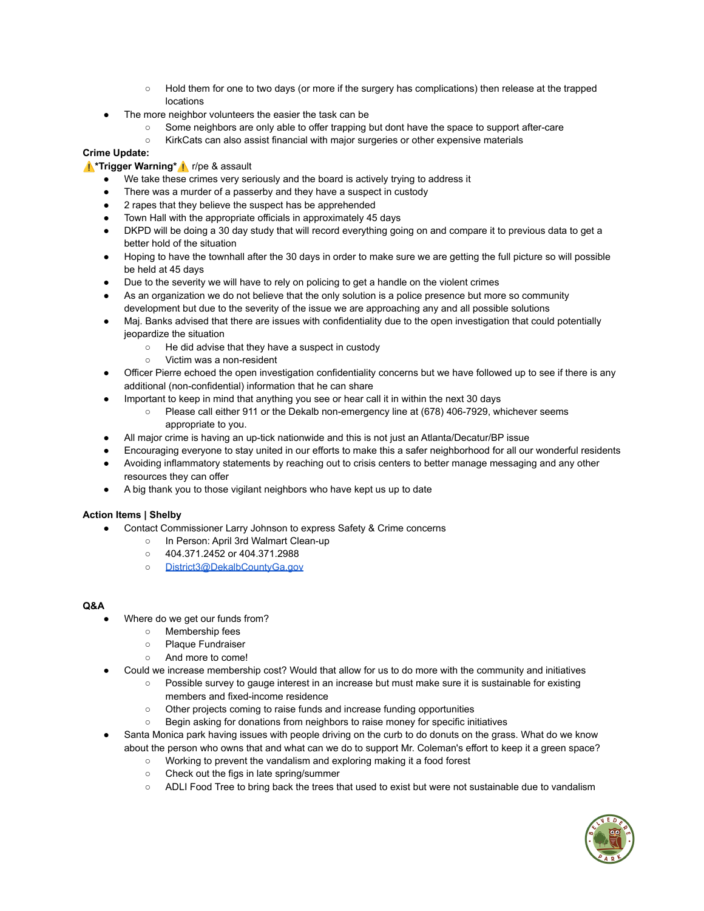- Hold them for one to two days (or more if the surgery has complications) then release at the trapped locations
- The more neighbor volunteers the easier the task can be
    - Some neighbors are only able to offer trapping but dont have the space to support after-care
    - KirkCats can also assist financial with major surgeries or other expensive materials

**Crime Update:**

⚠️***Trigger Warning***⚠️ r/pe & assault

- We take these crimes very seriously and the board is actively trying to address it
- There was a murder of a passerby and they have a suspect in custody
- 2 rapes that they believe the suspect has be apprehended
- Town Hall with the appropriate officials in approximately 45 days
- DKPD will be doing a 30 day study that will record everything going on and compare it to previous data to get a better hold of the situation
- Hoping to have the townhall after the 30 days in order to make sure we are getting the full picture so will possible be held at 45 days
- Due to the severity we will have to rely on policing to get a handle on the violent crimes
- As an organization we do not believe that the only solution is a police presence but more so community development but due to the severity of the issue we are approaching any and all possible solutions
- Maj. Banks advised that there are issues with confidentiality due to the open investigation that could potentially jeopardize the situation
    - He did advise that they have a suspect in custody
    - Victim was a non-resident
- Officer Pierre echoed the open investigation confidentiality concerns but we have followed up to see if there is any additional (non-confidential) information that he can share
- Important to keep in mind that anything you see or hear call it in within the next 30 days
    - Please call either 911 or the Dekalb non-emergency line at (678) 406-7929, whichever seems appropriate to you.
- All major crime is having an up-tick nationwide and this is not just an Atlanta/Decatur/BP issue
- Encouraging everyone to stay united in our efforts to make this a safer neighborhood for all our wonderful residents
- Avoiding inflammatory statements by reaching out to crisis centers to better manage messaging and any other resources they can offer
- A big thank you to those vigilant neighbors who have kept us up to date

**Action Items | Shelby**

- Contact Commissioner Larry Johnson to express Safety & Crime concerns
    - In Person: April 3rd Walmart Clean-up
    - 404.371.2452 or 404.371.2988
    - [District3@DekalbCountyGa.gov](mailto:District3@DekalbCountyGa.gov)

**Q&A**

- Where do we get our funds from?
    - Membership fees
    - Plaque Fundraiser
    - And more to come!
- Could we increase membership cost? Would that allow for us to do more with the community and initiatives
    - Possible survey to gauge interest in an increase but must make sure it is sustainable for existing members and fixed-income residence
    - Other projects coming to raise funds and increase funding opportunities
    - Begin asking for donations from neighbors to raise money for specific initiatives
- Santa Monica park having issues with people driving on the curb to do donuts on the grass. What do we know about the person who owns that and what can we do to support Mr. Coleman's effort to keep it a green space?
    - Working to prevent the vandalism and exploring making it a food forest
    - Check out the figs in late spring/summer
    - ADLI Food Tree to bring back the trees that used to exist but were not sustainable due to vandalism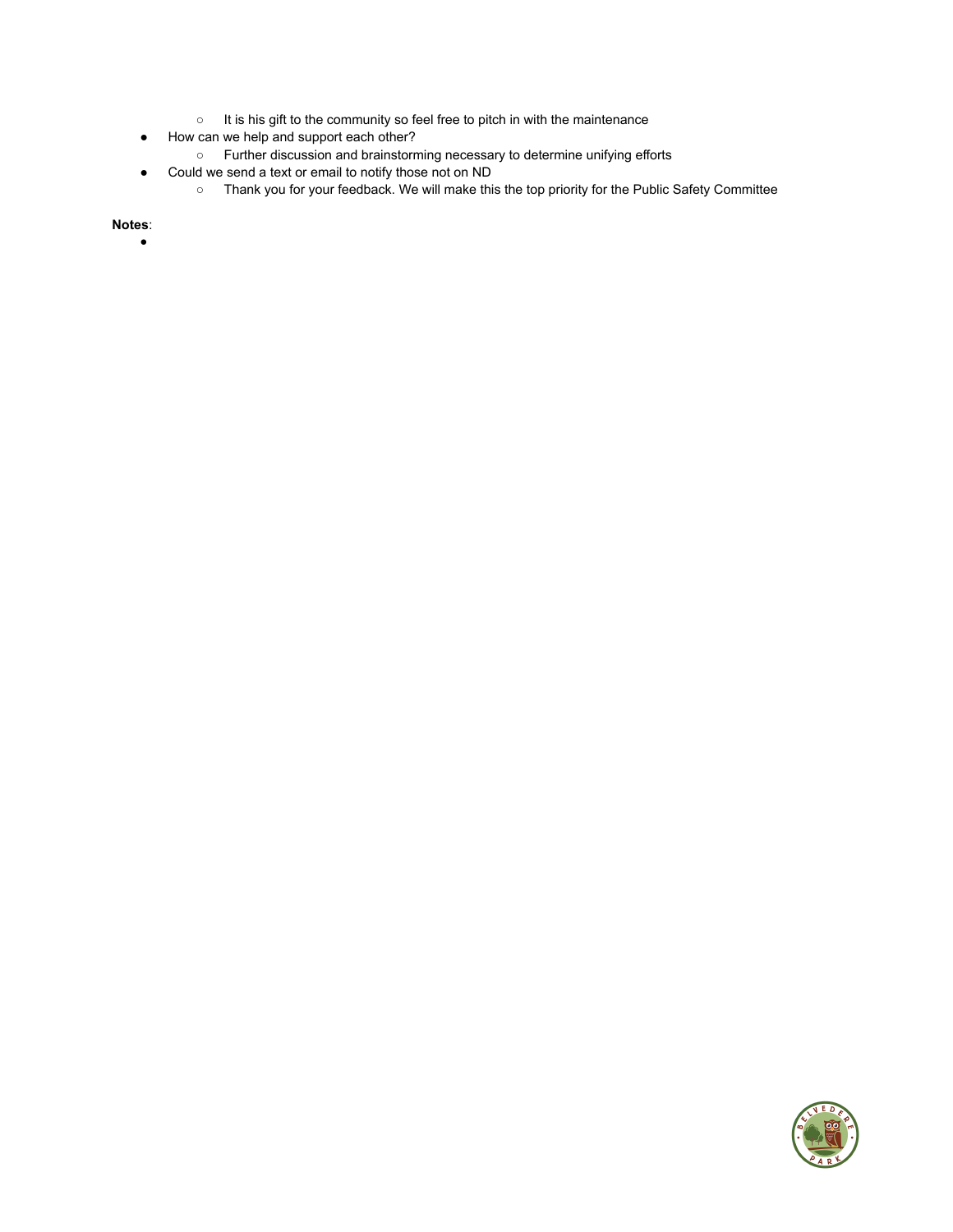- It is his gift to the community so feel free to pitch in with the maintenance
- How can we help and support each other?
    - Further discussion and brainstorming necessary to determine unifying efforts
- Could we send a text or email to notify those not on ND
    - Thank you for your feedback. We will make this the top priority for the Public Safety Committee

**Notes**:

-